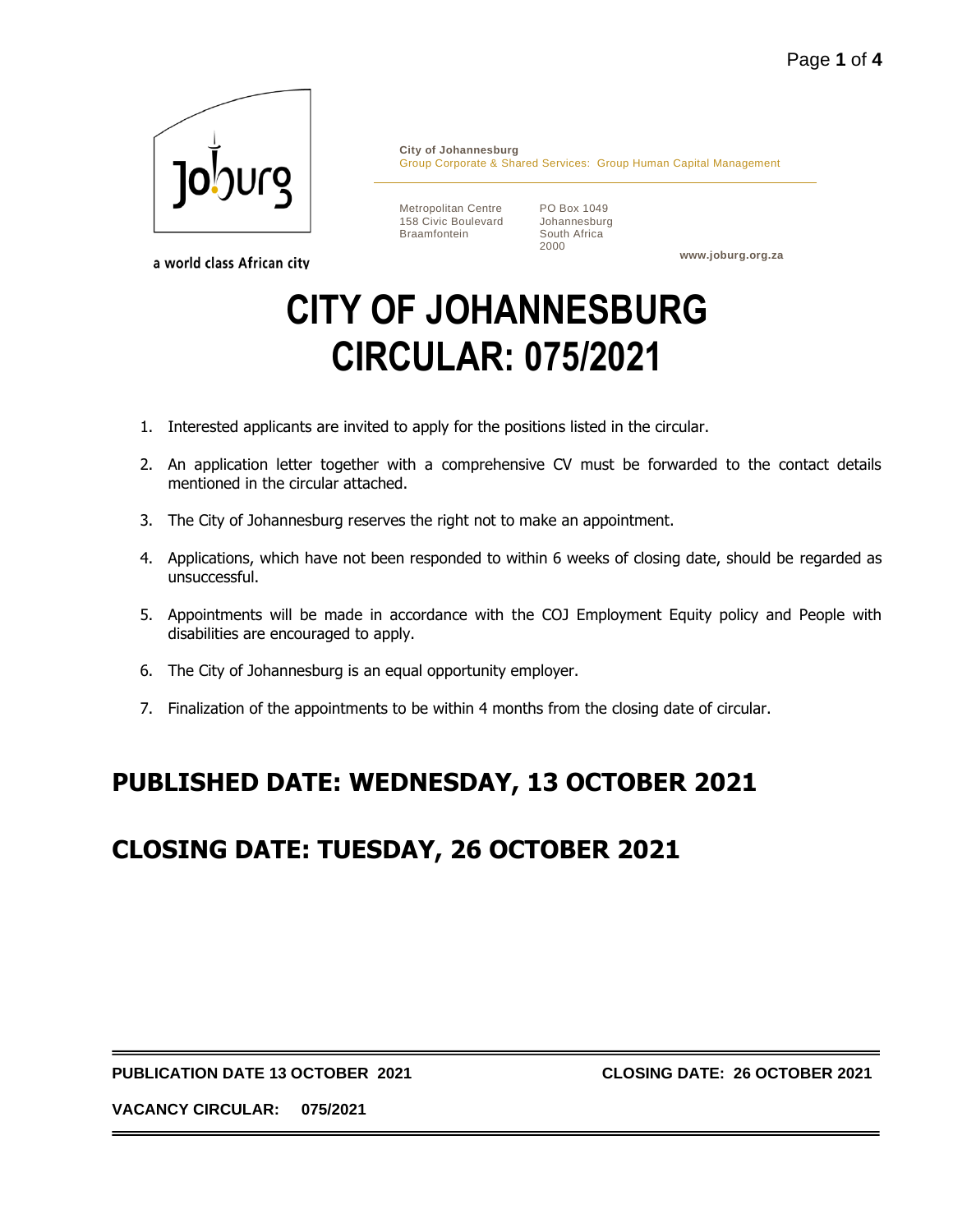a world class African city

**City of Johannesburg**
Group Corporate & Shared Services: Group Human Capital Management

Metropolitan Centre
158 Civic Boulevard
Braamfontein

PO Box 1049
Johannesburg
South Africa
2000

**www.joburg.org.za**

# CITY OF JOHANNESBURG
# CIRCULAR: 075/2021

1. Interested applicants are invited to apply for the positions listed in the circular.
2. An application letter together with a comprehensive CV must be forwarded to the contact details mentioned in the circular attached.
3. The City of Johannesburg reserves the right not to make an appointment.
4. Applications, which have not been responded to within 6 weeks of closing date, should be regarded as unsuccessful.
5. Appointments will be made in accordance with the COJ Employment Equity policy and People with disabilities are encouraged to apply.
6. The City of Johannesburg is an equal opportunity employer.
7. Finalization of the appointments to be within 4 months from the closing date of circular.

## PUBLISHED DATE: WEDNESDAY, 13 OCTOBER 2021

## CLOSING DATE: TUESDAY, 26 OCTOBER 2021

**PUBLICATION DATE 13 OCTOBER 2021** **CLOSING DATE: 26 OCTOBER 2021**

**VACANCY CIRCULAR: 075/2021**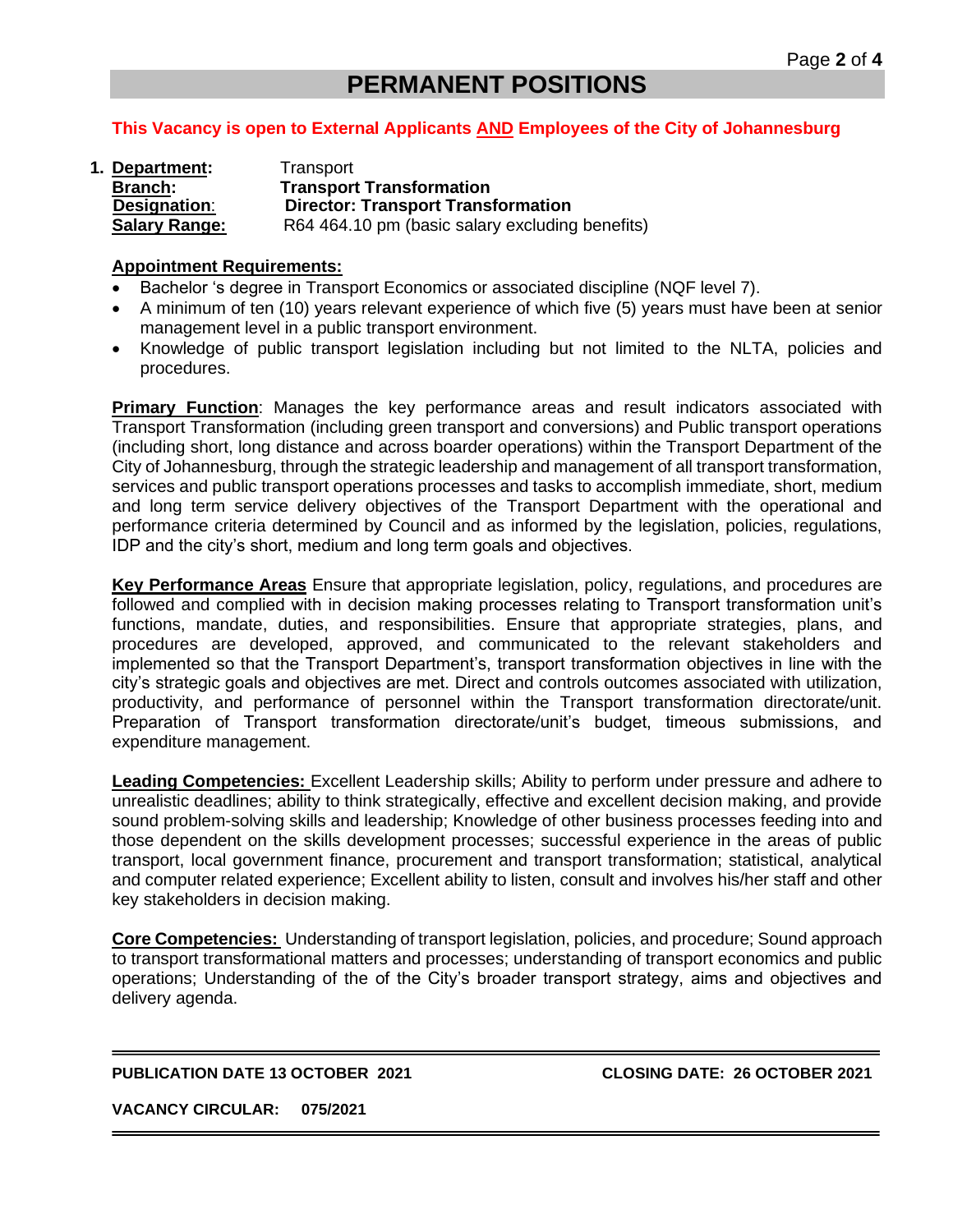# PERMANENT POSITIONS

**This Vacancy is open to External Applicants AND Employees of the City of Johannesburg**

1. **Department:** Transport
   **Branch:** **Transport Transformation**
   **Designation:** **Director: Transport Transformation**
   **Salary Range:** R64 464.10 pm (basic salary excluding benefits)

**Appointment Requirements:**

- Bachelor 's degree in Transport Economics or associated discipline (NQF level 7).
- A minimum of ten (10) years relevant experience of which five (5) years must have been at senior management level in a public transport environment.
- Knowledge of public transport legislation including but not limited to the NLTA, policies and procedures.

**Primary Function**: Manages the key performance areas and result indicators associated with Transport Transformation (including green transport and conversions) and Public transport operations (including short, long distance and across boarder operations) within the Transport Department of the City of Johannesburg, through the strategic leadership and management of all transport transformation, services and public transport operations processes and tasks to accomplish immediate, short, medium and long term service delivery objectives of the Transport Department with the operational and performance criteria determined by Council and as informed by the legislation, policies, regulations, IDP and the city's short, medium and long term goals and objectives.

**Key Performance Areas** Ensure that appropriate legislation, policy, regulations, and procedures are followed and complied with in decision making processes relating to Transport transformation unit's functions, mandate, duties, and responsibilities. Ensure that appropriate strategies, plans, and procedures are developed, approved, and communicated to the relevant stakeholders and implemented so that the Transport Department's, transport transformation objectives in line with the city's strategic goals and objectives are met. Direct and controls outcomes associated with utilization, productivity, and performance of personnel within the Transport transformation directorate/unit. Preparation of Transport transformation directorate/unit's budget, timeous submissions, and expenditure management.

**Leading Competencies:** Excellent Leadership skills; Ability to perform under pressure and adhere to unrealistic deadlines; ability to think strategically, effective and excellent decision making, and provide sound problem-solving skills and leadership; Knowledge of other business processes feeding into and those dependent on the skills development processes; successful experience in the areas of public transport, local government finance, procurement and transport transformation; statistical, analytical and computer related experience; Excellent ability to listen, consult and involves his/her staff and other key stakeholders in decision making.

**Core Competencies:** Understanding of transport legislation, policies, and procedure; Sound approach to transport transformational matters and processes; understanding of transport economics and public operations; Understanding of the of the City's broader transport strategy, aims and objectives and delivery agenda.

---

**PUBLICATION DATE 13 OCTOBER 2021** **CLOSING DATE: 26 OCTOBER 2021**

**VACANCY CIRCULAR: 075/2021**

---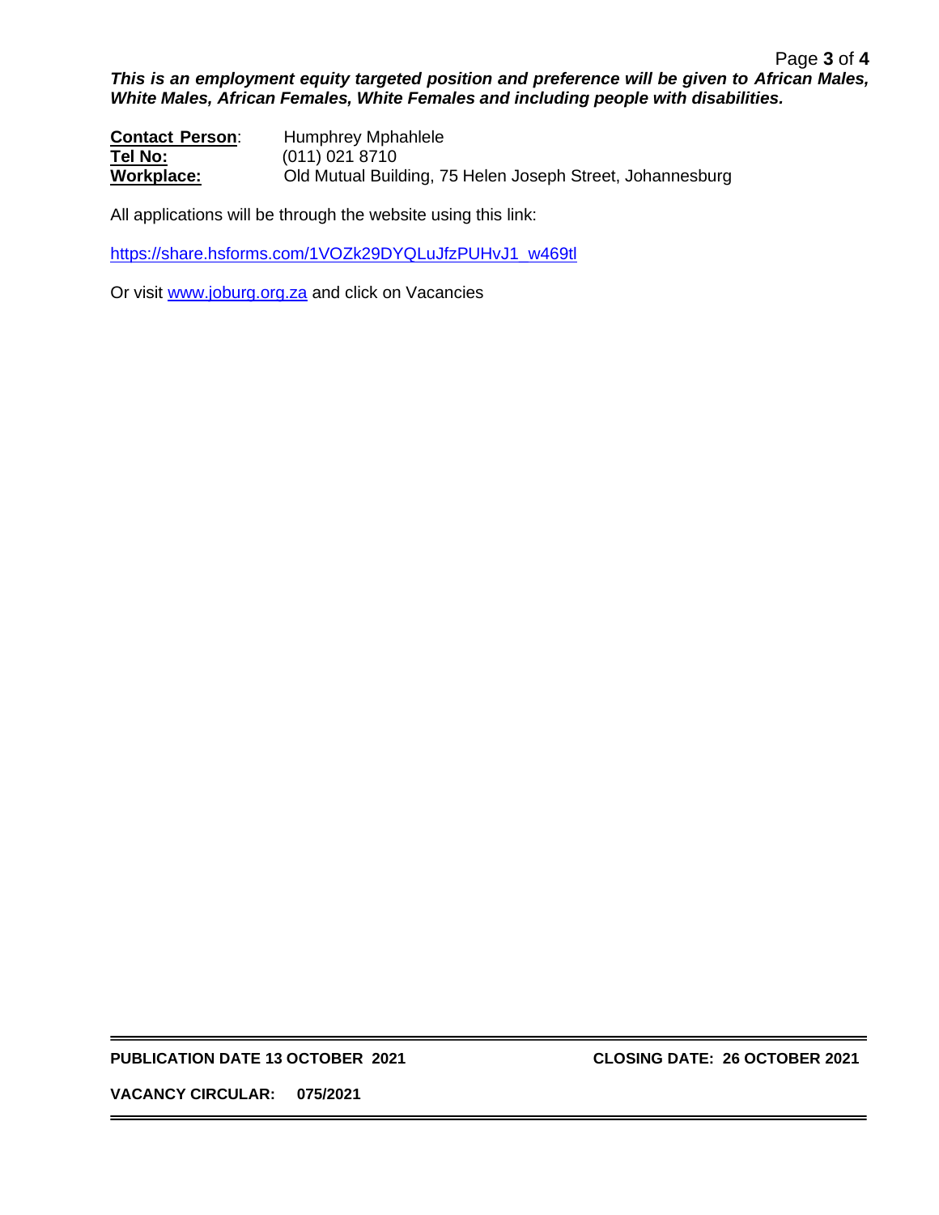***This is an employment equity targeted position and preference will be given to African Males, White Males, African Females, White Females and including people with disabilities.***

**Contact Person**: Humphrey Mphahlele
**Tel No:** (011) 021 8710
**Workplace:** Old Mutual Building, 75 Helen Joseph Street, Johannesburg

All applications will be through the website using this link:

https://share.hsforms.com/1VOZk29DYQLuJfzPUHvJ1_w469tl

Or visit www.joburg.org.za and click on Vacancies

**PUBLICATION DATE 13 OCTOBER 2021** **CLOSING DATE: 26 OCTOBER 2021**

**VACANCY CIRCULAR: 075/2021**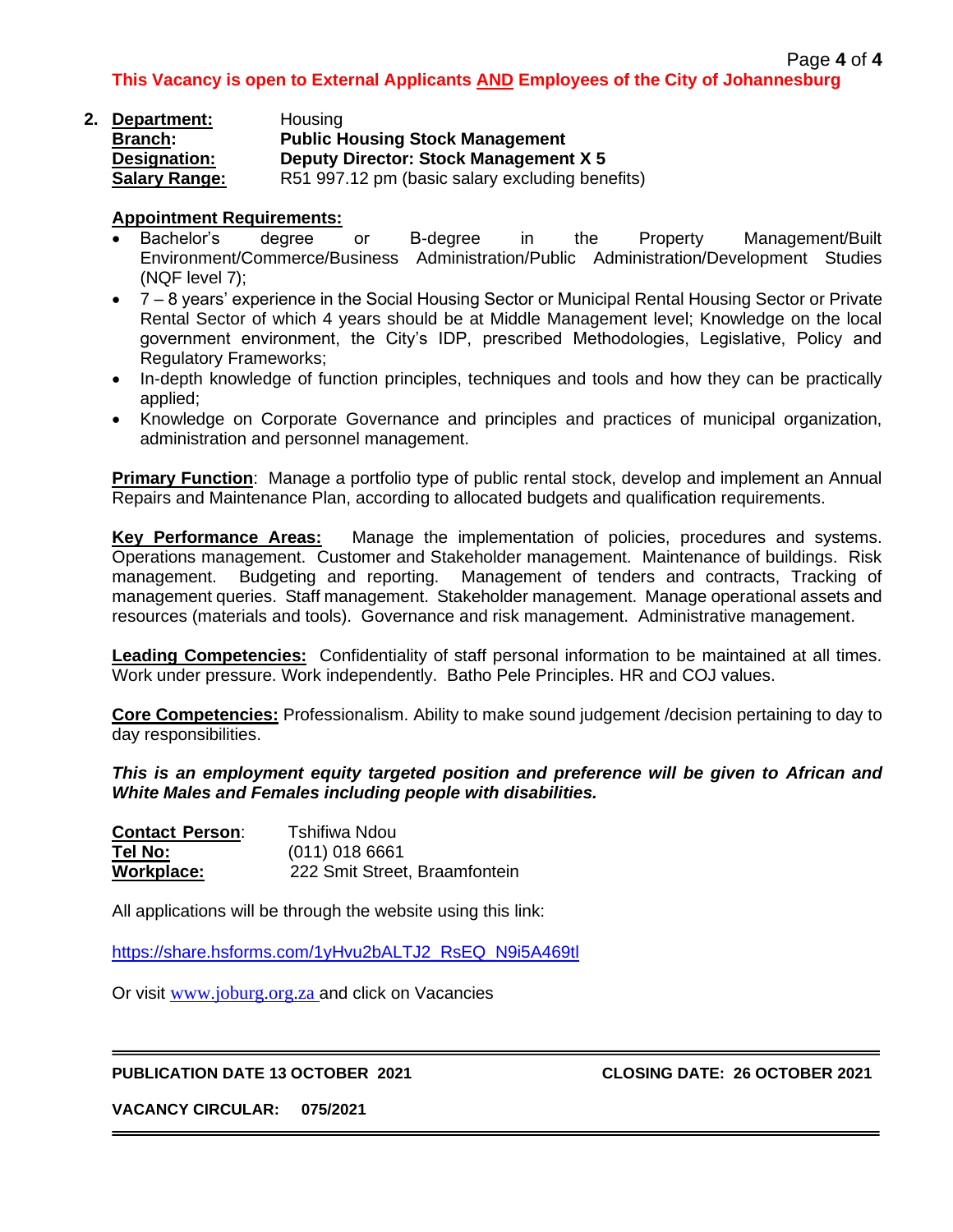**This Vacancy is open to External Applicants <u>AND</u> Employees of the City of Johannesburg**

**2. Department:** Housing
**Branch:** **Public Housing Stock Management**
**Designation:** **Deputy Director: Stock Management X 5**
**Salary Range:** R51 997.12 pm (basic salary excluding benefits)

**Appointment Requirements:**

- Bachelor's degree or B-degree in the Property Management/Built Environment/Commerce/Business Administration/Public Administration/Development Studies (NQF level 7);
- 7 – 8 years' experience in the Social Housing Sector or Municipal Rental Housing Sector or Private Rental Sector of which 4 years should be at Middle Management level; Knowledge on the local government environment, the City's IDP, prescribed Methodologies, Legislative, Policy and Regulatory Frameworks;
- In-depth knowledge of function principles, techniques and tools and how they can be practically applied;
- Knowledge on Corporate Governance and principles and practices of municipal organization, administration and personnel management.

**Primary Function**: Manage a portfolio type of public rental stock, develop and implement an Annual Repairs and Maintenance Plan, according to allocated budgets and qualification requirements.

**Key Performance Areas:** Manage the implementation of policies, procedures and systems. Operations management. Customer and Stakeholder management. Maintenance of buildings. Risk management. Budgeting and reporting. Management of tenders and contracts, Tracking of management queries. Staff management. Stakeholder management. Manage operational assets and resources (materials and tools). Governance and risk management. Administrative management.

**Leading Competencies:** Confidentiality of staff personal information to be maintained at all times. Work under pressure. Work independently. Batho Pele Principles. HR and COJ values.

**Core Competencies:** Professionalism. Ability to make sound judgement /decision pertaining to day to day responsibilities.

***This is an employment equity targeted position and preference will be given to African and White Males and Females including people with disabilities.***

**Contact Person**: Tshifiwa Ndou
**Tel No:** (011) 018 6661
**Workplace:** 222 Smit Street, Braamfontein

All applications will be through the website using this link:

https://share.hsforms.com/1yHvu2bALTJ2_RsEQ_N9i5A469tl

Or visit www.joburg.org.za and click on Vacancies

**PUBLICATION DATE 13 OCTOBER 2021** **CLOSING DATE: 26 OCTOBER 2021**

**VACANCY CIRCULAR: 075/2021**